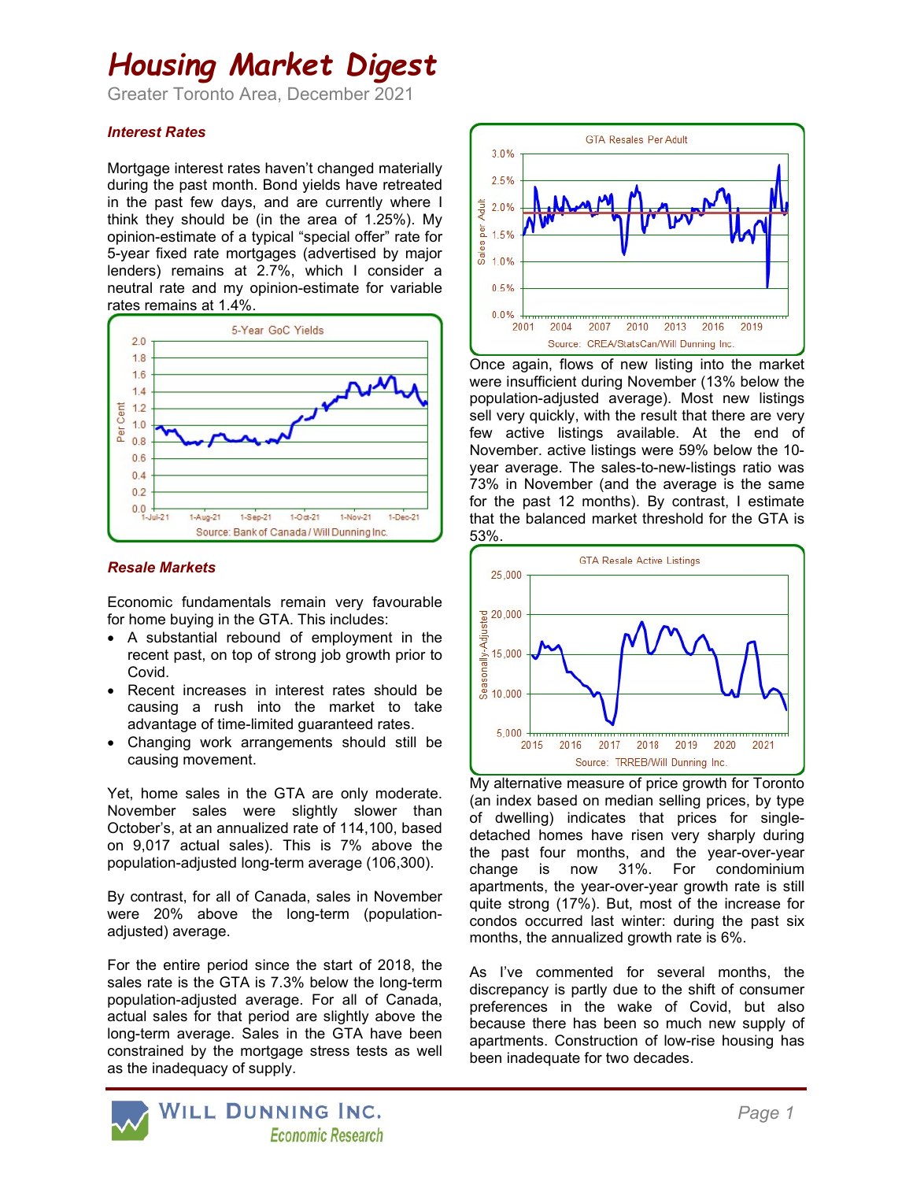# Housing Market Digest

Greater Toronto Area, December 2021

### *Interest Rates*

Mortgage interest rates haven't changed materially during the past month. Bond yields have retreated in the past few days, and are currently where I think they should be (in the area of 1.25%). My opinion-estimate of a typical "special offer" rate for 5-year fixed rate mortgages (advertised by major lenders) remains at 2.7%, which I consider a neutral rate and my opinion-estimate for variable rates remains at 1.4%.

### *Resale Markets*

Economic fundamentals remain very favourable for home buying in the GTA. This includes:

- A substantial rebound of employment in the recent past, on top of strong job growth prior to Covid.
- Recent increases in interest rates should be causing a rush into the market to take advantage of time-limited guaranteed rates.
- Changing work arrangements should still be causing movement.

Yet, home sales in the GTA are only moderate. November sales were slightly slower than October's, at an annualized rate of 114,100, based on 9,017 actual sales). This is 7% above the population-adjusted long-term average (106,300).

By contrast, for all of Canada, sales in November were 20% above the long-term (population-adjusted) average.

For the entire period since the start of 2018, the sales rate is the GTA is 7.3% below the long-term population-adjusted average. For all of Canada, actual sales for that period are slightly above the long-term average. Sales in the GTA have been constrained by the mortgage stress tests as well as the inadequacy of supply.

Once again, flows of new listing into the market were insufficient during November (13% below the population-adjusted average). Most new listings sell very quickly, with the result that there are very few active listings available. At the end of November. active listings were 59% below the 10-year average. The sales-to-new-listings ratio was 73% in November (and the average is the same for the past 12 months). By contrast, I estimate that the balanced market threshold for the GTA is 53%.

My alternative measure of price growth for Toronto (an index based on median selling prices, by type of dwelling) indicates that prices for single-detached homes have risen very sharply during the past four months, and the year-over-year change is now 31%. For condominium apartments, the year-over-year growth rate is still quite strong (17%). But, most of the increase for condos occurred last winter: during the past six months, the annualized growth rate is 6%.

As I've commented for several months, the discrepancy is partly due to the shift of consumer preferences in the wake of Covid, but also because there has been so much new supply of apartments. Construction of low-rise housing has been inadequate for two decades.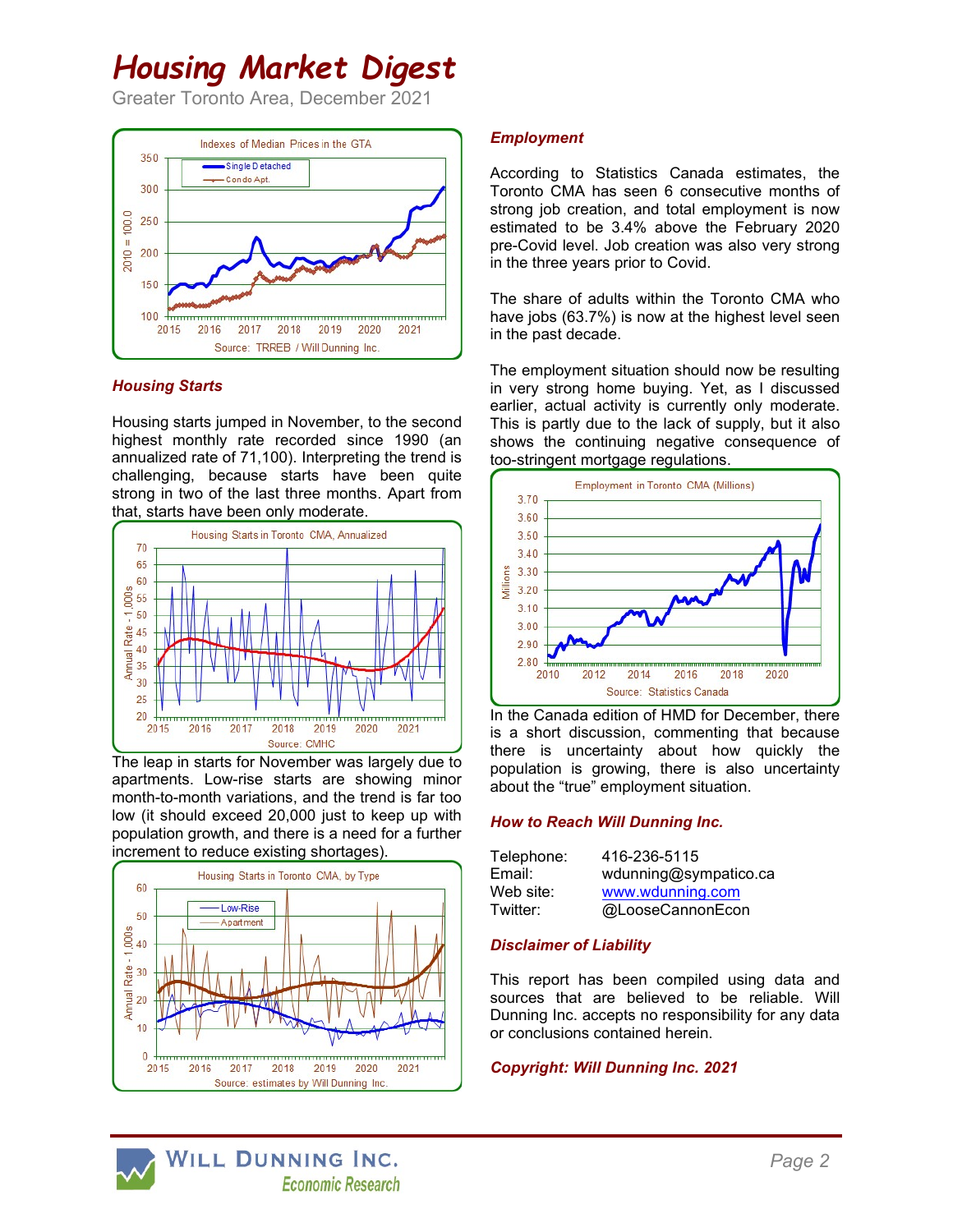# Housing Market Digest

Greater Toronto Area, December 2021

Indexes of Median Prices in the GTA

Single Detached

Condo Apt.

2010 = 100.0

350

300

250

200

150

100

2015 2016 2017 2018 2019 2020 2021

Source: TRREB / Will Dunning Inc.

### *Housing Starts*

Housing starts jumped in November, to the second highest monthly rate recorded since 1990 (an annualized rate of 71,100). Interpreting the trend is challenging, because starts have been quite strong in two of the last three months. Apart from that, starts have been only moderate.

Housing Starts in Toronto CMA, Annualized

Annual Rate - 1,000s

70

65

60

55

50

45

40

35

30

25

20

2015 2016 2017 2018 2019 2020 2021

Source: CMHC

The leap in starts for November was largely due to apartments. Low-rise starts are showing minor month-to-month variations, and the trend is far too low (it should exceed 20,000 just to keep up with population growth, and there is a need for a further increment to reduce existing shortages).

Housing Starts in Toronto CMA, by Type

Low-Rise

Apartment

Annual Rate - 1,000s

60

50

40

30

20

10

0

2015 2016 2017 2018 2019 2020 2021

Source: estimates by Will Dunning Inc.

### *Employment*

According to Statistics Canada estimates, the Toronto CMA has seen 6 consecutive months of strong job creation, and total employment is now estimated to be 3.4% above the February 2020 pre-Covid level. Job creation was also very strong in the three years prior to Covid.

The share of adults within the Toronto CMA who have jobs (63.7%) is now at the highest level seen in the past decade.

The employment situation should now be resulting in very strong home buying. Yet, as I discussed earlier, actual activity is currently only moderate. This is partly due to the lack of supply, but it also shows the continuing negative consequence of too-stringent mortgage regulations.

Employment in Toronto CMA (Millions)

Millions

3.70

3.60

3.50

3.40

3.30

3.20

3.10

3.00

2.90

2.80

2010 2012 2014 2016 2018 2020

Source: Statistics Canada

In the Canada edition of HMD for December, there is a short discussion, commenting that because there is uncertainty about how quickly the population is growing, there is also uncertainty about the "true" employment situation.

### *How to Reach Will Dunning Inc.*

| | |
|---|---|
| Telephone: | 416-236-5115 |
| Email: | wdunning@sympatico.ca |
| Web site: | www.wdunning.com |
| Twitter: | @LooseCannonEcon |

### *Disclaimer of Liability*

This report has been compiled using data and sources that are believed to be reliable. Will Dunning Inc. accepts no responsibility for any data or conclusions contained herein.

***Copyright: Will Dunning Inc. 2021***

WILL DUNNING INC.
Economic Research